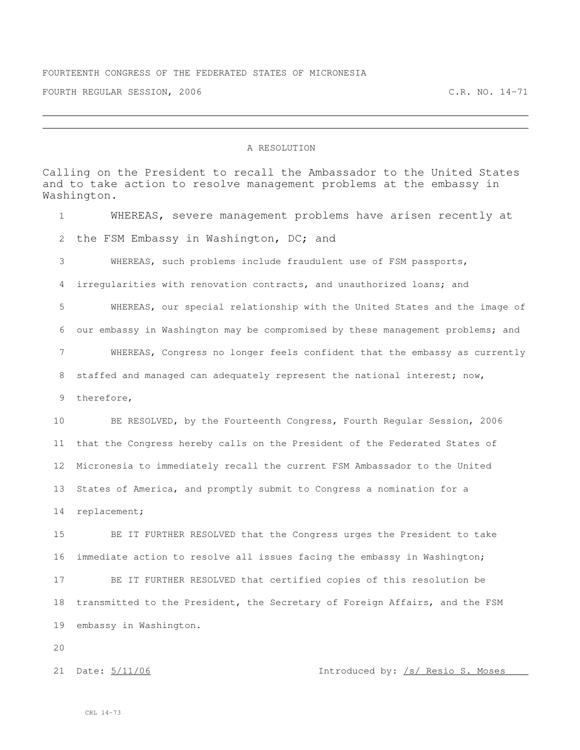FOURTEENTH CONGRESS OF THE FEDERATED STATES OF MICRONESIA

FOURTH REGULAR SESSION, 2006 C.R. NO. 14-71

---

# A RESOLUTION

Calling on the President to recall the Ambassador to the United States and to take action to resolve management problems at the embassy in Washington.

WHEREAS, severe management problems have arisen recently at the FSM Embassy in Washington, DC; and

WHEREAS, such problems include fraudulent use of FSM passports, irregularities with renovation contracts, and unauthorized loans; and

WHEREAS, our special relationship with the United States and the image of our embassy in Washington may be compromised by these management problems; and

WHEREAS, Congress no longer feels confident that the embassy as currently staffed and managed can adequately represent the national interest; now, therefore,

BE RESOLVED, by the Fourteenth Congress, Fourth Regular Session, 2006 that the Congress hereby calls on the President of the Federated States of Micronesia to immediately recall the current FSM Ambassador to the United States of America, and promptly submit to Congress a nomination for a replacement;

BE IT FURTHER RESOLVED that the Congress urges the President to take immediate action to resolve all issues facing the embassy in Washington;

BE IT FURTHER RESOLVED that certified copies of this resolution be transmitted to the President, the Secretary of Foreign Affairs, and the FSM embassy in Washington.

Date: 5/11/06 Introduced by: /s/ Resio S. Moses

CRL 14-73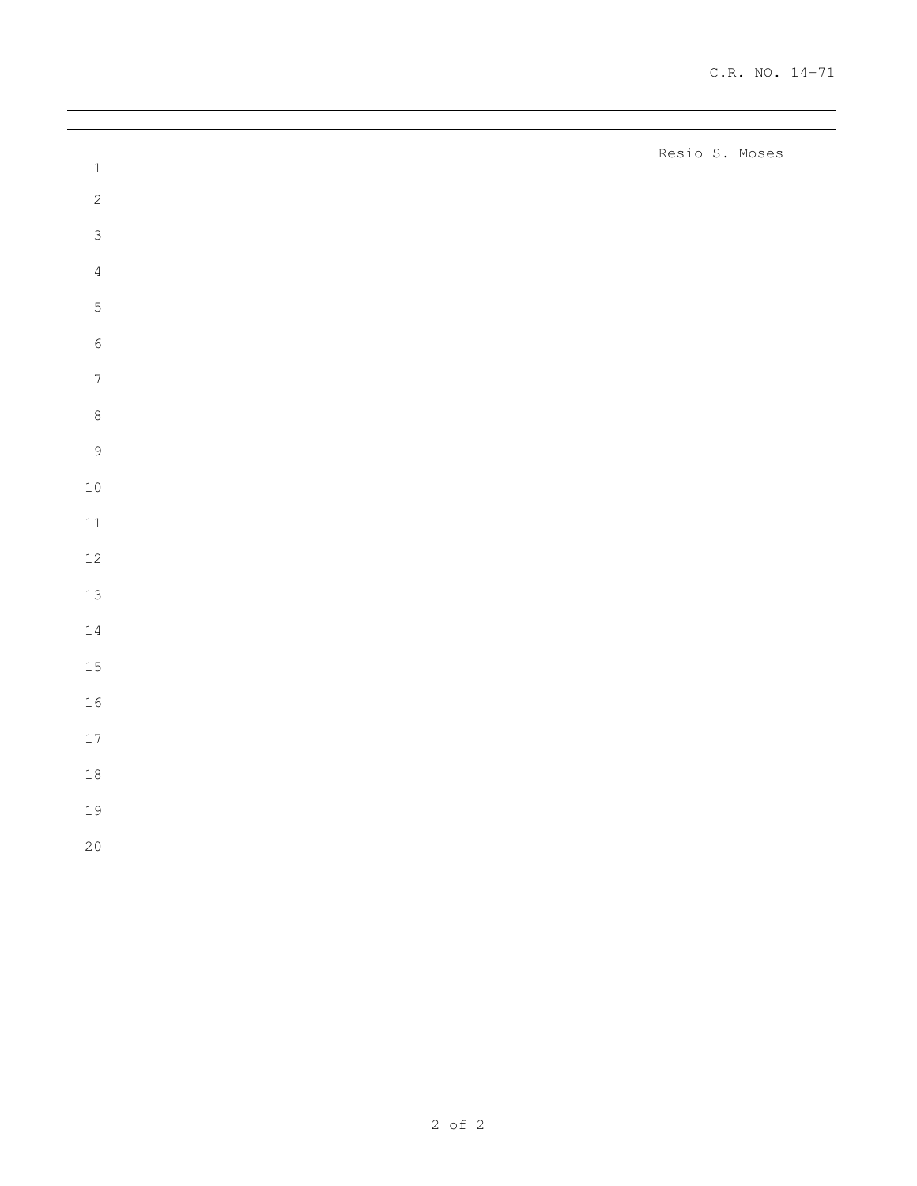Resio S. Moses